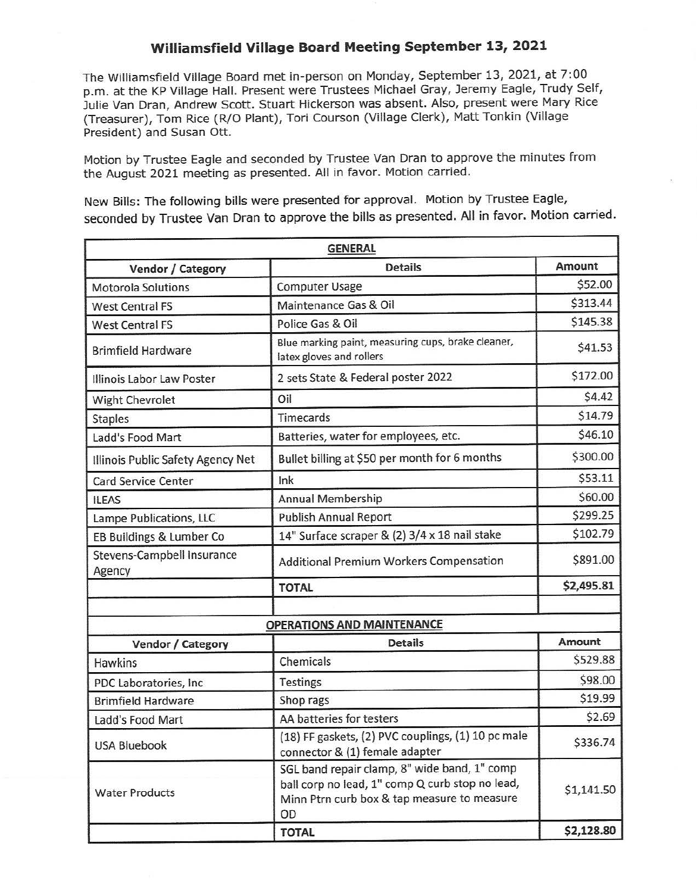# Williamsfield Village Board Meeting September 13, 2021

The Williamsfield Village Board met in-person on Monday, September 13, 2021, at 7:00 p.m. at the KP Village Hall. Present were Trustees Michael Gray, Jeremy Eagle, Trudy Self, Julie Van Dran, Andrew Scott. Stuart Hickerson was absent. Also, present were Mary Rice (Treasurer), Tom Rice (R/O Plant), Tori Courson (Village Clerk), Matt Tonkin (Village President) and Susan Ott.

Motion by Trustee Eagle and seconded by Trustee Van Dran to approve the minutes from the August 2021 meeting as presented. All in favor. Motion carried.

New Bills: The following bills were presented for approval. Motion by Trustee Eagle, seconded by Trustee Van Dran to approve the bills as presented. All in favor. Motion carried.

| GENERAL | | |
|---|---|---|
| **Vendor / Category** | **Details** | **Amount** |
| Motorola Solutions | Computer Usage | $52.00 |
| West Central FS | Maintenance Gas & Oil | $313.44 |
| West Central FS | Police Gas & Oil | $145.38 |
| Brimfield Hardware | Blue marking paint, measuring cups, brake cleaner, latex gloves and rollers | $41.53 |
| Illinois Labor Law Poster | 2 sets State & Federal poster 2022 | $172.00 |
| Wight Chevrolet | Oil | $4.42 |
| Staples | Timecards | $14.79 |
| Ladd's Food Mart | Batteries, water for employees, etc. | $46.10 |
| Illinois Public Safety Agency Net | Bullet billing at $50 per month for 6 months | $300.00 |
| Card Service Center | Ink | $53.11 |
| ILEAS | Annual Membership | $60.00 |
| Lampe Publications, LLC | Publish Annual Report | $299.25 |
| EB Buildings & Lumber Co | 14" Surface scraper & (2) 3/4 x 18 nail stake | $102.79 |
| Stevens-Campbell Insurance Agency | Additional Premium Workers Compensation | $891.00 |
| | **TOTAL** | **$2,495.81** |

| OPERATIONS AND MAINTENANCE | | |
|---|---|---|
| **Vendor / Category** | **Details** | **Amount** |
| Hawkins | Chemicals | $529.88 |
| PDC Laboratories, Inc | Testings | $98.00 |
| Brimfield Hardware | Shop rags | $19.99 |
| Ladd's Food Mart | AA batteries for testers | $2.69 |
| USA Bluebook | (18) FF gaskets, (2) PVC couplings, (1) 10 pc male connector & (1) female adapter | $336.74 |
| Water Products | SGL band repair clamp, 8" wide band, 1" comp ball corp no lead, 1" comp Q curb stop no lead, Minn Ptrn curb box & tap measure to measure OD | $1,141.50 |
| | **TOTAL** | **$2,128.80** |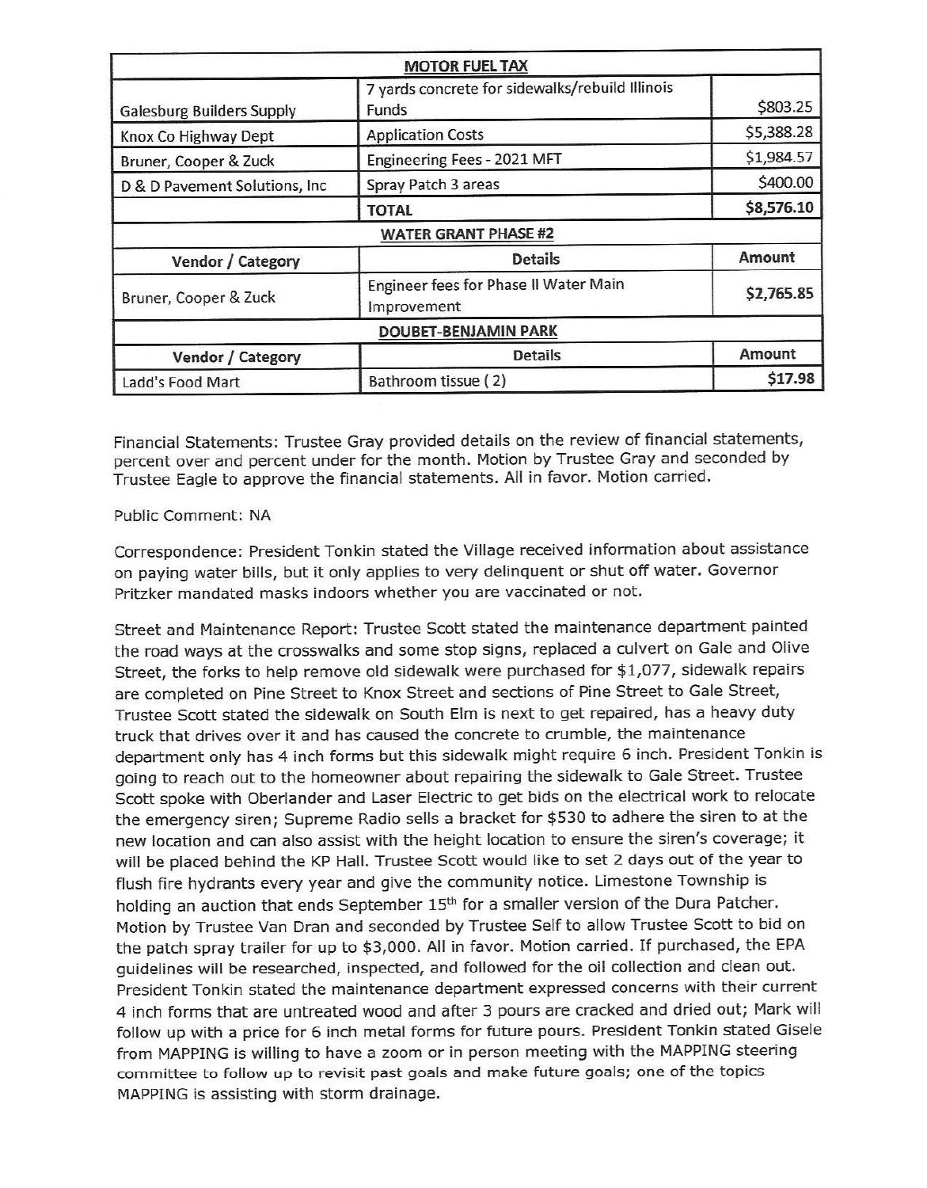| MOTOR FUEL TAX | | |
|---|---|---|
| Galesburg Builders Supply | 7 yards concrete for sidewalks/rebuild Illinois Funds | $803.25 |
| Knox Co Highway Dept | Application Costs | $5,388.28 |
| Bruner, Cooper & Zuck | Engineering Fees - 2021 MFT | $1,984.57 |
| D & D Pavement Solutions, Inc | Spray Patch 3 areas | $400.00 |
| | **TOTAL** | **$8,576.10** |

| WATER GRANT PHASE #2 | | |
|---|---|---|
| **Vendor / Category** | **Details** | **Amount** |
| Bruner, Cooper & Zuck | Engineer fees for Phase II Water Main Improvement | **$2,765.85** |

| DOUBET-BENJAMIN PARK | | |
|---|---|---|
| **Vendor / Category** | **Details** | **Amount** |
| Ladd's Food Mart | Bathroom tissue ( 2) | **$17.98** |

Financial Statements: Trustee Gray provided details on the review of financial statements, percent over and percent under for the month. Motion by Trustee Gray and seconded by Trustee Eagle to approve the financial statements. All in favor. Motion carried.

Public Comment: NA

Correspondence: President Tonkin stated the Village received information about assistance on paying water bills, but it only applies to very delinquent or shut off water. Governor Pritzker mandated masks indoors whether you are vaccinated or not.

Street and Maintenance Report: Trustee Scott stated the maintenance department painted the road ways at the crosswalks and some stop signs, replaced a culvert on Gale and Olive Street, the forks to help remove old sidewalk were purchased for $1,077, sidewalk repairs are completed on Pine Street to Knox Street and sections of Pine Street to Gale Street, Trustee Scott stated the sidewalk on South Elm is next to get repaired, has a heavy duty truck that drives over it and has caused the concrete to crumble, the maintenance department only has 4 inch forms but this sidewalk might require 6 inch. President Tonkin is going to reach out to the homeowner about repairing the sidewalk to Gale Street. Trustee Scott spoke with Oberlander and Laser Electric to get bids on the electrical work to relocate the emergency siren; Supreme Radio sells a bracket for $530 to adhere the siren to at the new location and can also assist with the height location to ensure the siren's coverage; it will be placed behind the KP Hall. Trustee Scott would like to set 2 days out of the year to flush fire hydrants every year and give the community notice. Limestone Township is holding an auction that ends September 15th for a smaller version of the Dura Patcher. Motion by Trustee Van Dran and seconded by Trustee Self to allow Trustee Scott to bid on the patch spray trailer for up to $3,000. All in favor. Motion carried. If purchased, the EPA guidelines will be researched, inspected, and followed for the oil collection and clean out. President Tonkin stated the maintenance department expressed concerns with their current 4 inch forms that are untreated wood and after 3 pours are cracked and dried out; Mark will follow up with a price for 6 inch metal forms for future pours. President Tonkin stated Gisele from MAPPING is willing to have a zoom or in person meeting with the MAPPING steering committee to follow up to revisit past goals and make future goals; one of the topics MAPPING is assisting with storm drainage.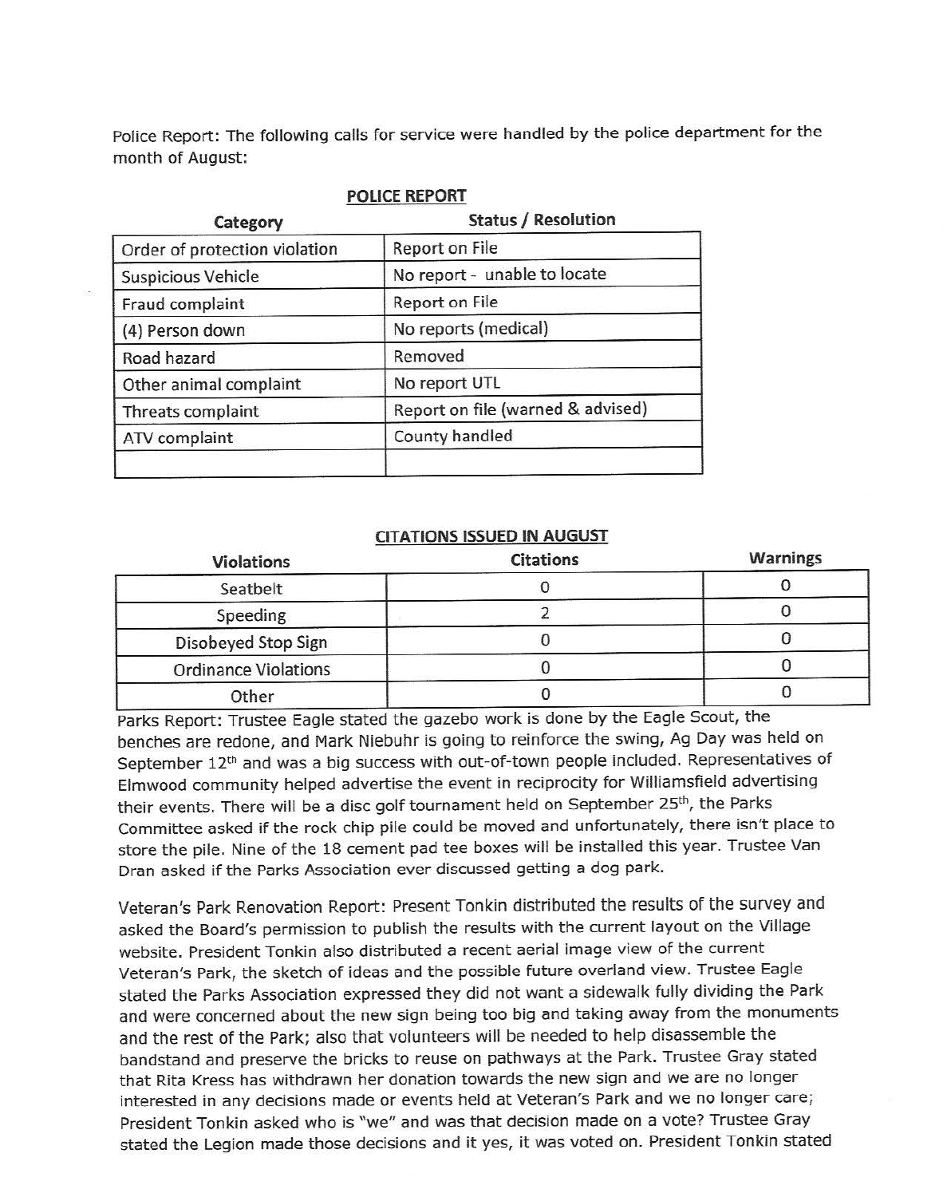Police Report: The following calls for service were handled by the police department for the month of August:

**POLICE REPORT**

| Category | Status / Resolution |
|---|---|
| Order of protection violation | Report on File |
| Suspicious Vehicle | No report - unable to locate |
| Fraud complaint | Report on File |
| (4) Person down | No reports (medical) |
| Road hazard | Removed |
| Other animal complaint | No report UTL |
| Threats complaint | Report on file (warned & advised) |
| ATV complaint | County handled |
| | |

**CITATIONS ISSUED IN AUGUST**

| Violations | Citations | Warnings |
|---|---|---|
| Seatbelt | 0 | 0 |
| Speeding | 2 | 0 |
| Disobeyed Stop Sign | 0 | 0 |
| Ordinance Violations | 0 | 0 |
| Other | 0 | 0 |

Parks Report: Trustee Eagle stated the gazebo work is done by the Eagle Scout, the benches are redone, and Mark Niebuhr is going to reinforce the swing, Ag Day was held on September 12th and was a big success with out-of-town people included. Representatives of Elmwood community helped advertise the event in reciprocity for Williamsfield advertising their events. There will be a disc golf tournament held on September 25th, the Parks Committee asked if the rock chip pile could be moved and unfortunately, there isn't place to store the pile. Nine of the 18 cement pad tee boxes will be installed this year. Trustee Van Dran asked if the Parks Association ever discussed getting a dog park.

Veteran's Park Renovation Report: Present Tonkin distributed the results of the survey and asked the Board's permission to publish the results with the current layout on the Village website. President Tonkin also distributed a recent aerial image view of the current Veteran's Park, the sketch of ideas and the possible future overland view. Trustee Eagle stated the Parks Association expressed they did not want a sidewalk fully dividing the Park and were concerned about the new sign being too big and taking away from the monuments and the rest of the Park; also that volunteers will be needed to help disassemble the bandstand and preserve the bricks to reuse on pathways at the Park. Trustee Gray stated that Rita Kress has withdrawn her donation towards the new sign and we are no longer interested in any decisions made or events held at Veteran's Park and we no longer care; President Tonkin asked who is "we" and was that decision made on a vote? Trustee Gray stated the Legion made those decisions and it yes, it was voted on. President Tonkin stated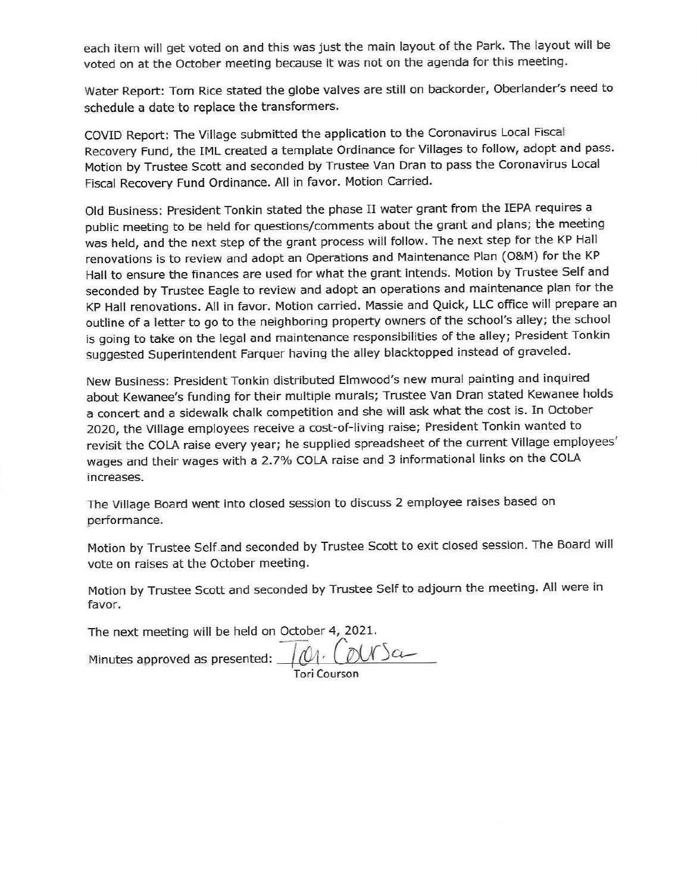each item will get voted on and this was just the main layout of the Park. The layout will be voted on at the October meeting because it was not on the agenda for this meeting.

Water Report: Tom Rice stated the globe valves are still on backorder, Oberlander's need to schedule a date to replace the transformers.

COVID Report: The Village submitted the application to the Coronavirus Local Fiscal Recovery Fund, the IML created a template Ordinance for Villages to follow, adopt and pass. Motion by Trustee Scott and seconded by Trustee Van Dran to pass the Coronavirus Local Fiscal Recovery Fund Ordinance. All in favor. Motion Carried.

Old Business: President Tonkin stated the phase II water grant from the IEPA requires a public meeting to be held for questions/comments about the grant and plans; the meeting was held, and the next step of the grant process will follow. The next step for the KP Hall renovations is to review and adopt an Operations and Maintenance Plan (O&M) for the KP Hall to ensure the finances are used for what the grant intends. Motion by Trustee Self and seconded by Trustee Eagle to review and adopt an operations and maintenance plan for the KP Hall renovations. All in favor. Motion carried. Massie and Quick, LLC office will prepare an outline of a letter to go to the neighboring property owners of the school's alley; the school is going to take on the legal and maintenance responsibilities of the alley; President Tonkin suggested Superintendent Farquer having the alley blacktopped instead of graveled.

New Business: President Tonkin distributed Elmwood's new mural painting and inquired about Kewanee's funding for their multiple murals; Trustee Van Dran stated Kewanee holds a concert and a sidewalk chalk competition and she will ask what the cost is. In October 2020, the Village employees receive a cost-of-living raise; President Tonkin wanted to revisit the COLA raise every year; he supplied spreadsheet of the current Village employees' wages and their wages with a 2.7% COLA raise and 3 informational links on the COLA increases.

The Village Board went into closed session to discuss 2 employee raises based on performance.

Motion by Trustee Self and seconded by Trustee Scott to exit closed session. The Board will vote on raises at the October meeting.

Motion by Trustee Scott and seconded by Trustee Self to adjourn the meeting. All were in favor.

The next meeting will be held on October 4, 2021.

Minutes approved as presented: Tori Courson

Tori Courson